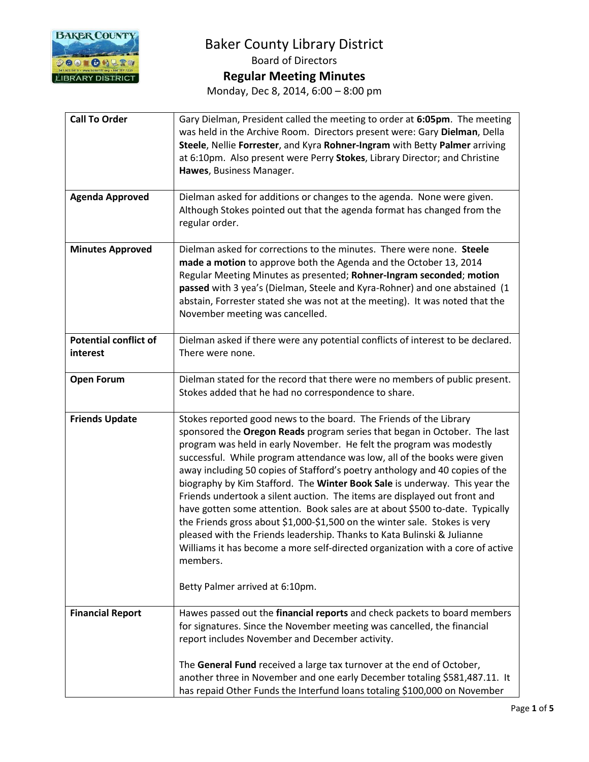# Baker County Library District

Board of Directors

## Regular Meeting Minutes

Monday, Dec 8, 2014, 6:00 – 8:00 pm

| | |
|---|---|
| **Call To Order** | Gary Dielman, President called the meeting to order at **6:05pm**. The meeting was held in the Archive Room. Directors present were: Gary **Dielman**, Della **Steele**, Nellie **Forrester**, and Kyra **Rohner-Ingram** with Betty **Palmer** arriving at 6:10pm. Also present were Perry **Stokes**, Library Director; and Christine **Hawes**, Business Manager. |
| **Agenda Approved** | Dielman asked for additions or changes to the agenda. None were given. Although Stokes pointed out that the agenda format has changed from the regular order. |
| **Minutes Approved** | Dielman asked for corrections to the minutes. There were none. **Steele made a motion** to approve both the Agenda and the October 13, 2014 Regular Meeting Minutes as presented; **Rohner-Ingram seconded**; **motion passed** with 3 yea's (Dielman, Steele and Kyra-Rohner) and one abstained (1 abstain, Forrester stated she was not at the meeting). It was noted that the November meeting was cancelled. |
| **Potential conflict of interest** | Dielman asked if there were any potential conflicts of interest to be declared. There were none. |
| **Open Forum** | Dielman stated for the record that there were no members of public present. Stokes added that he had no correspondence to share. |
| **Friends Update** | Stokes reported good news to the board. The Friends of the Library sponsored the **Oregon Reads** program series that began in October. The last program was held in early November. He felt the program was modestly successful. While program attendance was low, all of the books were given away including 50 copies of Stafford's poetry anthology and 40 copies of the biography by Kim Stafford. The **Winter Book Sale** is underway. This year the Friends undertook a silent auction. The items are displayed out front and have gotten some attention. Book sales are at about $500 to-date. Typically the Friends gross about $1,000-$1,500 on the winter sale. Stokes is very pleased with the Friends leadership. Thanks to Kata Bulinski & Julianne Williams it has become a more self-directed organization with a core of active members.<br><br>Betty Palmer arrived at 6:10pm. |
| **Financial Report** | Hawes passed out the **financial reports** and check packets to board members for signatures. Since the November meeting was cancelled, the financial report includes November and December activity.<br><br>The **General Fund** received a large tax turnover at the end of October, another three in November and one early December totaling $581,487.11. It has repaid Other Funds the Interfund loans totaling $100,000 on November |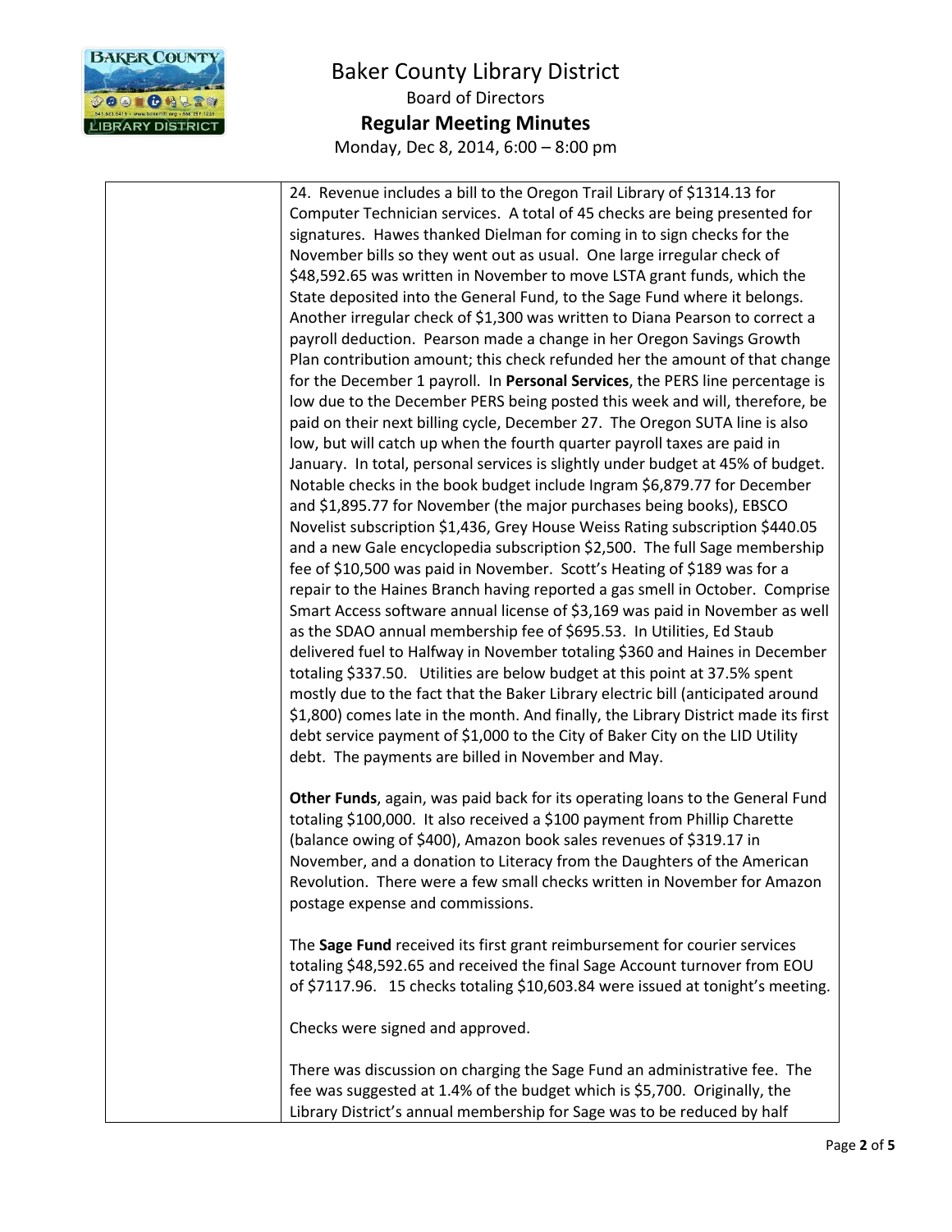| | |
|---|---|
| | 24. Revenue includes a bill to the Oregon Trail Library of $1314.13 for Computer Technician services. A total of 45 checks are being presented for signatures. Hawes thanked Dielman for coming in to sign checks for the November bills so they went out as usual. One large irregular check of $48,592.65 was written in November to move LSTA grant funds, which the State deposited into the General Fund, to the Sage Fund where it belongs. Another irregular check of $1,300 was written to Diana Pearson to correct a payroll deduction. Pearson made a change in her Oregon Savings Growth Plan contribution amount; this check refunded her the amount of that change for the December 1 payroll. In **Personal Services**, the PERS line percentage is low due to the December PERS being posted this week and will, therefore, be paid on their next billing cycle, December 27. The Oregon SUTA line is also low, but will catch up when the fourth quarter payroll taxes are paid in January. In total, personal services is slightly under budget at 45% of budget. Notable checks in the book budget include Ingram $6,879.77 for December and $1,895.77 for November (the major purchases being books), EBSCO Novelist subscription $1,436, Grey House Weiss Rating subscription $440.05 and a new Gale encyclopedia subscription $2,500. The full Sage membership fee of $10,500 was paid in November. Scott's Heating of $189 was for a repair to the Haines Branch having reported a gas smell in October. Comprise Smart Access software annual license of $3,169 was paid in November as well as the SDAO annual membership fee of $695.53. In Utilities, Ed Staub delivered fuel to Halfway in November totaling $360 and Haines in December totaling $337.50. Utilities are below budget at this point at 37.5% spent mostly due to the fact that the Baker Library electric bill (anticipated around $1,800) comes late in the month. And finally, the Library District made its first debt service payment of $1,000 to the City of Baker City on the LID Utility debt. The payments are billed in November and May.<br><br>**Other Funds**, again, was paid back for its operating loans to the General Fund totaling $100,000. It also received a $100 payment from Phillip Charette (balance owing of $400), Amazon book sales revenues of $319.17 in November, and a donation to Literacy from the Daughters of the American Revolution. There were a few small checks written in November for Amazon postage expense and commissions.<br><br>The **Sage Fund** received its first grant reimbursement for courier services totaling $48,592.65 and received the final Sage Account turnover from EOU of $7117.96. 15 checks totaling $10,603.84 were issued at tonight's meeting.<br><br>Checks were signed and approved.<br><br>There was discussion on charging the Sage Fund an administrative fee. The fee was suggested at 1.4% of the budget which is $5,700. Originally, the Library District's annual membership for Sage was to be reduced by half |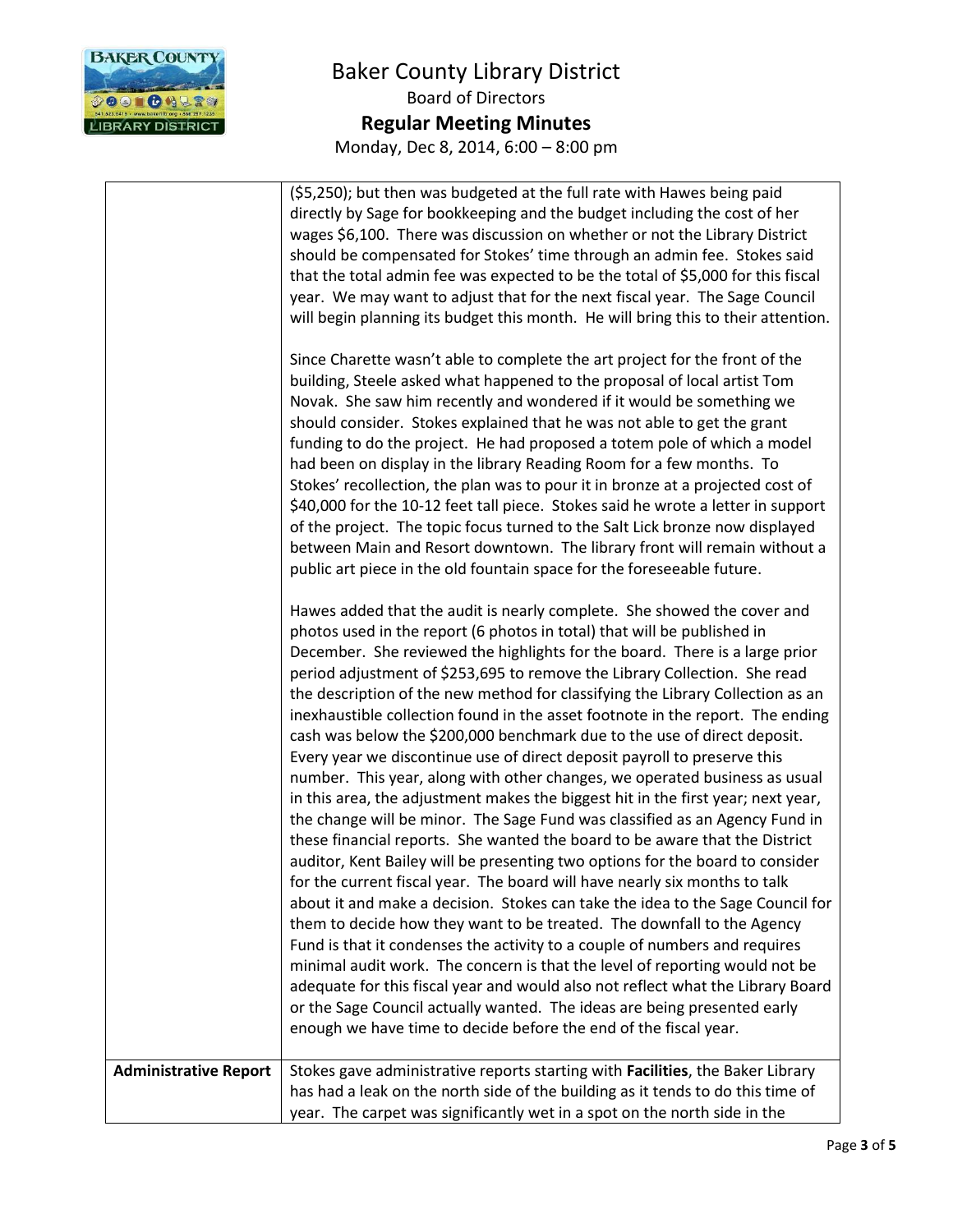# Baker County Library District

Board of Directors

**Regular Meeting Minutes**

Monday, Dec 8, 2014, 6:00 – 8:00 pm

| | |
|---|---|
| | ($5,250); but then was budgeted at the full rate with Hawes being paid directly by Sage for bookkeeping and the budget including the cost of her wages $6,100. There was discussion on whether or not the Library District should be compensated for Stokes' time through an admin fee. Stokes said that the total admin fee was expected to be the total of $5,000 for this fiscal year. We may want to adjust that for the next fiscal year. The Sage Council will begin planning its budget this month. He will bring this to their attention.<br><br>Since Charette wasn't able to complete the art project for the front of the building, Steele asked what happened to the proposal of local artist Tom Novak. She saw him recently and wondered if it would be something we should consider. Stokes explained that he was not able to get the grant funding to do the project. He had proposed a totem pole of which a model had been on display in the library Reading Room for a few months. To Stokes' recollection, the plan was to pour it in bronze at a projected cost of $40,000 for the 10-12 feet tall piece. Stokes said he wrote a letter in support of the project. The topic focus turned to the Salt Lick bronze now displayed between Main and Resort downtown. The library front will remain without a public art piece in the old fountain space for the foreseeable future.<br><br>Hawes added that the audit is nearly complete. She showed the cover and photos used in the report (6 photos in total) that will be published in December. She reviewed the highlights for the board. There is a large prior period adjustment of $253,695 to remove the Library Collection. She read the description of the new method for classifying the Library Collection as an inexhaustible collection found in the asset footnote in the report. The ending cash was below the $200,000 benchmark due to the use of direct deposit. Every year we discontinue use of direct deposit payroll to preserve this number. This year, along with other changes, we operated business as usual in this area, the adjustment makes the biggest hit in the first year; next year, the change will be minor. The Sage Fund was classified as an Agency Fund in these financial reports. She wanted the board to be aware that the District auditor, Kent Bailey will be presenting two options for the board to consider for the current fiscal year. The board will have nearly six months to talk about it and make a decision. Stokes can take the idea to the Sage Council for them to decide how they want to be treated. The downfall to the Agency Fund is that it condenses the activity to a couple of numbers and requires minimal audit work. The concern is that the level of reporting would not be adequate for this fiscal year and would also not reflect what the Library Board or the Sage Council actually wanted. The ideas are being presented early enough we have time to decide before the end of the fiscal year. |
| **Administrative Report** | Stokes gave administrative reports starting with **Facilities**, the Baker Library has had a leak on the north side of the building as it tends to do this time of year. The carpet was significantly wet in a spot on the north side in the |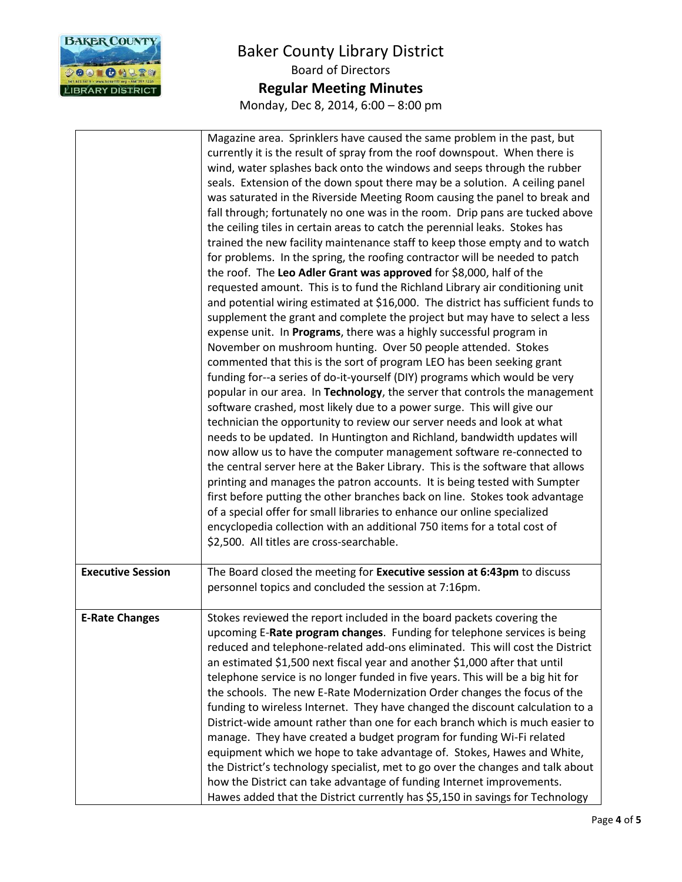| | |
|---|---|
| | Magazine area. Sprinklers have caused the same problem in the past, but currently it is the result of spray from the roof downspout. When there is wind, water splashes back onto the windows and seeps through the rubber seals. Extension of the down spout there may be a solution. A ceiling panel was saturated in the Riverside Meeting Room causing the panel to break and fall through; fortunately no one was in the room. Drip pans are tucked above the ceiling tiles in certain areas to catch the perennial leaks. Stokes has trained the new facility maintenance staff to keep those empty and to watch for problems. In the spring, the roofing contractor will be needed to patch the roof. The **Leo Adler Grant was approved** for \$8,000, half of the requested amount. This is to fund the Richland Library air conditioning unit and potential wiring estimated at \$16,000. The district has sufficient funds to supplement the grant and complete the project but may have to select a less expense unit. In **Programs**, there was a highly successful program in November on mushroom hunting. Over 50 people attended. Stokes commented that this is the sort of program LEO has been seeking grant funding for--a series of do-it-yourself (DIY) programs which would be very popular in our area. In **Technology**, the server that controls the management software crashed, most likely due to a power surge. This will give our technician the opportunity to review our server needs and look at what needs to be updated. In Huntington and Richland, bandwidth updates will now allow us to have the computer management software re-connected to the central server here at the Baker Library. This is the software that allows printing and manages the patron accounts. It is being tested with Sumpter first before putting the other branches back on line. Stokes took advantage of a special offer for small libraries to enhance our online specialized encyclopedia collection with an additional 750 items for a total cost of \$2,500. All titles are cross-searchable. |
| **Executive Session** | The Board closed the meeting for **Executive session at 6:43pm** to discuss personnel topics and concluded the session at 7:16pm. |
| **E-Rate Changes** | Stokes reviewed the report included in the board packets covering the upcoming E-**Rate program changes**. Funding for telephone services is being reduced and telephone-related add-ons eliminated. This will cost the District an estimated \$1,500 next fiscal year and another \$1,000 after that until telephone service is no longer funded in five years. This will be a big hit for the schools. The new E-Rate Modernization Order changes the focus of the funding to wireless Internet. They have changed the discount calculation to a District-wide amount rather than one for each branch which is much easier to manage. They have created a budget program for funding Wi-Fi related equipment which we hope to take advantage of. Stokes, Hawes and White, the District's technology specialist, met to go over the changes and talk about how the District can take advantage of funding Internet improvements. Hawes added that the District currently has \$5,150 in savings for Technology |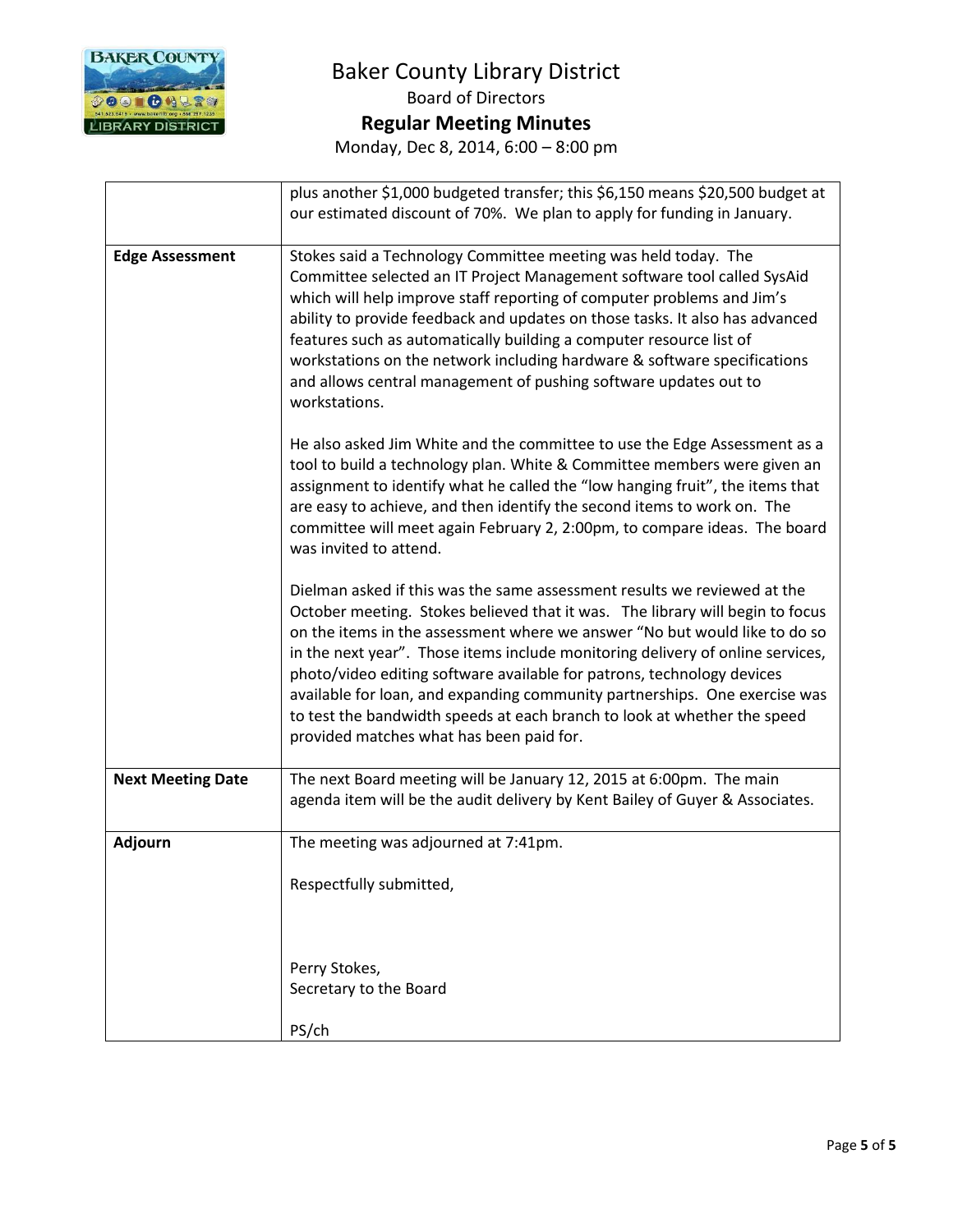# Baker County Library District

Board of Directors

**Regular Meeting Minutes**

Monday, Dec 8, 2014, 6:00 – 8:00 pm

| | |
|---|---|
| | plus another $1,000 budgeted transfer; this $6,150 means $20,500 budget at our estimated discount of 70%. We plan to apply for funding in January. |
| **Edge Assessment** | Stokes said a Technology Committee meeting was held today. The Committee selected an IT Project Management software tool called SysAid which will help improve staff reporting of computer problems and Jim's ability to provide feedback and updates on those tasks. It also has advanced features such as automatically building a computer resource list of workstations on the network including hardware & software specifications and allows central management of pushing software updates out to workstations.<br><br>He also asked Jim White and the committee to use the Edge Assessment as a tool to build a technology plan. White & Committee members were given an assignment to identify what he called the "low hanging fruit", the items that are easy to achieve, and then identify the second items to work on. The committee will meet again February 2, 2:00pm, to compare ideas. The board was invited to attend.<br><br>Dielman asked if this was the same assessment results we reviewed at the October meeting. Stokes believed that it was. The library will begin to focus on the items in the assessment where we answer "No but would like to do so in the next year". Those items include monitoring delivery of online services, photo/video editing software available for patrons, technology devices available for loan, and expanding community partnerships. One exercise was to test the bandwidth speeds at each branch to look at whether the speed provided matches what has been paid for. |
| **Next Meeting Date** | The next Board meeting will be January 12, 2015 at 6:00pm. The main agenda item will be the audit delivery by Kent Bailey of Guyer & Associates. |
| **Adjourn** | The meeting was adjourned at 7:41pm.<br><br>Respectfully submitted,<br><br>Perry Stokes,<br>Secretary to the Board<br><br>PS/ch |